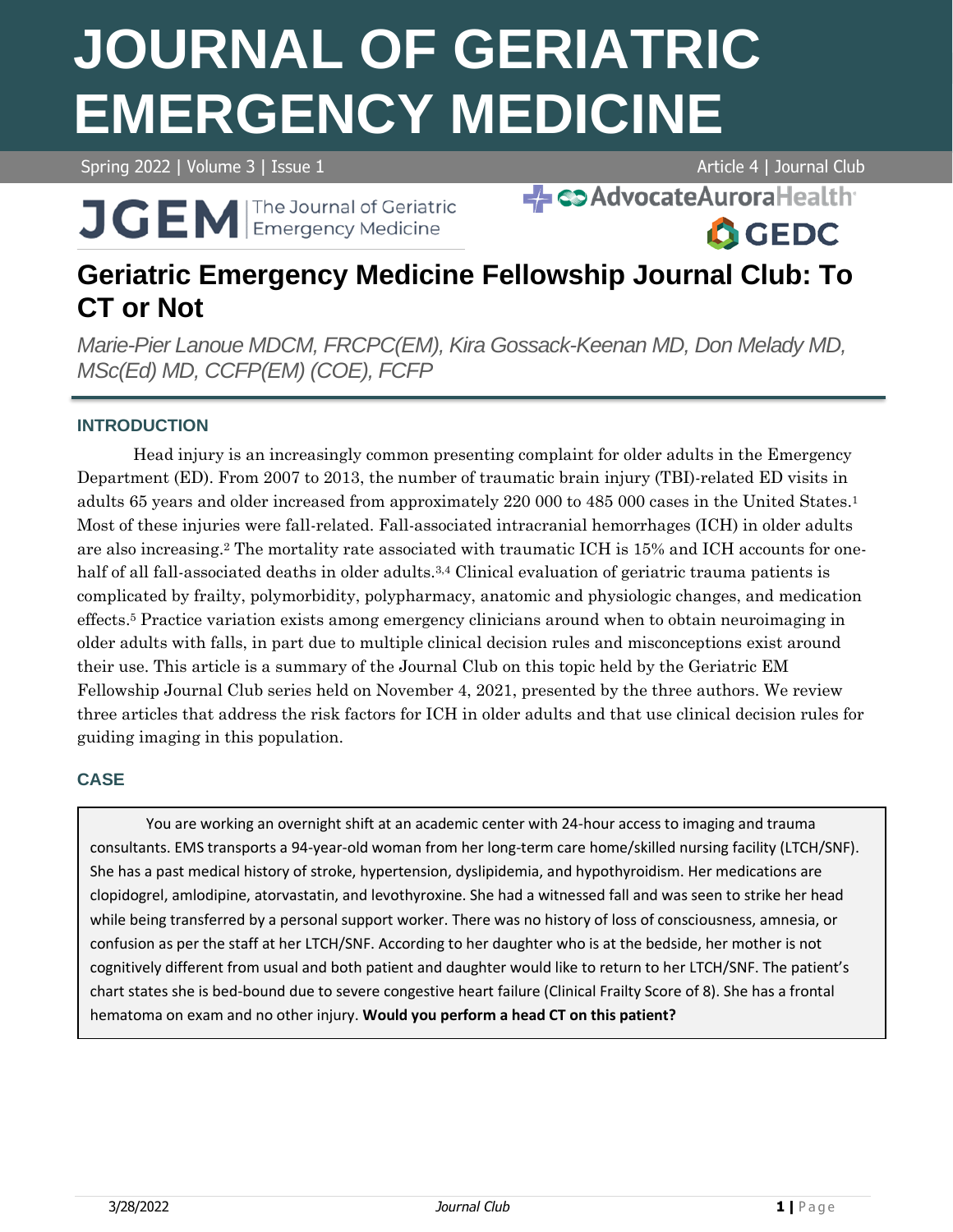# JOURNAL OF GERIATRIC EMERGENCY MEDICINE

## Geriatric Emergency Medicine Fellowship Journal Club: To CT or Not

*Marie-Pier Lanoue MDCM, FRCPC(EM), Kira Gossack-Keenan MD, Don Melady MD, MSc(Ed) MD, CCFP(EM) (COE), FCFP*

### INTRODUCTION

Head injury is an increasingly common presenting complaint for older adults in the Emergency Department (ED). From 2007 to 2013, the number of traumatic brain injury (TBI)-related ED visits in adults 65 years and older increased from approximately 220 000 to 485 000 cases in the United States.[1] Most of these injuries were fall-related. Fall-associated intracranial hemorrhages (ICH) in older adults are also increasing.[2] The mortality rate associated with traumatic ICH is 15% and ICH accounts for one-half of all fall-associated deaths in older adults.[3,4] Clinical evaluation of geriatric trauma patients is complicated by frailty, polymorbidity, polypharmacy, anatomic and physiologic changes, and medication effects.[5] Practice variation exists among emergency clinicians around when to obtain neuroimaging in older adults with falls, in part due to multiple clinical decision rules and misconceptions exist around their use. This article is a summary of the Journal Club on this topic held by the Geriatric EM Fellowship Journal Club series held on November 4, 2021, presented by the three authors. We review three articles that address the risk factors for ICH in older adults and that use clinical decision rules for guiding imaging in this population.

### CASE

You are working an overnight shift at an academic center with 24-hour access to imaging and trauma consultants. EMS transports a 94-year-old woman from her long-term care home/skilled nursing facility (LTCH/SNF). She has a past medical history of stroke, hypertension, dyslipidemia, and hypothyroidism. Her medications are clopidogrel, amlodipine, atorvastatin, and levothyroxine. She had a witnessed fall and was seen to strike her head while being transferred by a personal support worker. There was no history of loss of consciousness, amnesia, or confusion as per the staff at her LTCH/SNF. According to her daughter who is at the bedside, her mother is not cognitively different from usual and both patient and daughter would like to return to her LTCH/SNF. The patient's chart states she is bed-bound due to severe congestive heart failure (Clinical Frailty Score of 8). She has a frontal hematoma on exam and no other injury. **Would you perform a head CT on this patient?**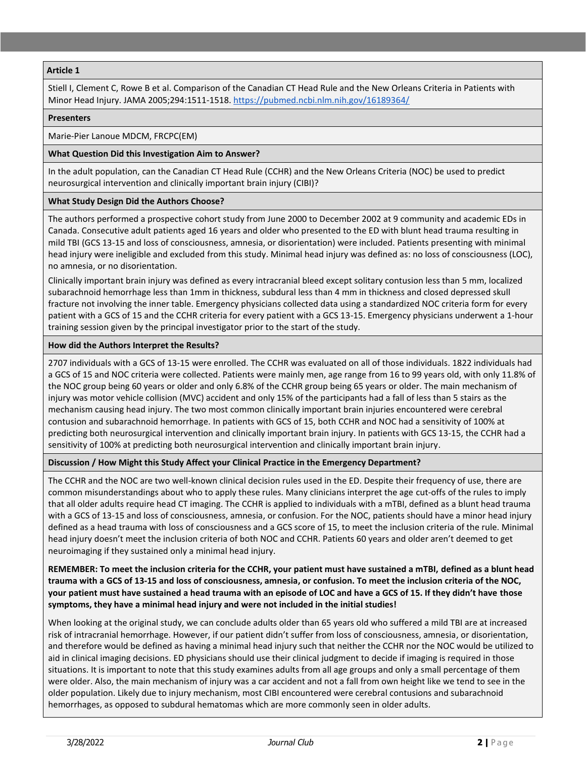## Article 1

Stiell I, Clement C, Rowe B et al. Comparison of the Canadian CT Head Rule and the New Orleans Criteria in Patients with Minor Head Injury. JAMA 2005;294:1511-1518. https://pubmed.ncbi.nlm.nih.gov/16189364/

### Presenters

Marie-Pier Lanoue MDCM, FRCPC(EM)

### What Question Did this Investigation Aim to Answer?

In the adult population, can the Canadian CT Head Rule (CCHR) and the New Orleans Criteria (NOC) be used to predict neurosurgical intervention and clinically important brain injury (CIBI)?

### What Study Design Did the Authors Choose?

The authors performed a prospective cohort study from June 2000 to December 2002 at 9 community and academic EDs in Canada. Consecutive adult patients aged 16 years and older who presented to the ED with blunt head trauma resulting in mild TBI (GCS 13-15 and loss of consciousness, amnesia, or disorientation) were included. Patients presenting with minimal head injury were ineligible and excluded from this study. Minimal head injury was defined as: no loss of consciousness (LOC), no amnesia, or no disorientation.

Clinically important brain injury was defined as every intracranial bleed except solitary contusion less than 5 mm, localized subarachnoid hemorrhage less than 1mm in thickness, subdural less than 4 mm in thickness and closed depressed skull fracture not involving the inner table. Emergency physicians collected data using a standardized NOC criteria form for every patient with a GCS of 15 and the CCHR criteria for every patient with a GCS 13-15. Emergency physicians underwent a 1-hour training session given by the principal investigator prior to the start of the study.

### How did the Authors Interpret the Results?

2707 individuals with a GCS of 13-15 were enrolled. The CCHR was evaluated on all of those individuals. 1822 individuals had a GCS of 15 and NOC criteria were collected. Patients were mainly men, age range from 16 to 99 years old, with only 11.8% of the NOC group being 60 years or older and only 6.8% of the CCHR group being 65 years or older. The main mechanism of injury was motor vehicle collision (MVC) accident and only 15% of the participants had a fall of less than 5 stairs as the mechanism causing head injury. The two most common clinically important brain injuries encountered were cerebral contusion and subarachnoid hemorrhage. In patients with GCS of 15, both CCHR and NOC had a sensitivity of 100% at predicting both neurosurgical intervention and clinically important brain injury. In patients with GCS 13-15, the CCHR had a sensitivity of 100% at predicting both neurosurgical intervention and clinically important brain injury.

### Discussion / How Might this Study Affect your Clinical Practice in the Emergency Department?

The CCHR and the NOC are two well-known clinical decision rules used in the ED. Despite their frequency of use, there are common misunderstandings about who to apply these rules. Many clinicians interpret the age cut-offs of the rules to imply that all older adults require head CT imaging. The CCHR is applied to individuals with a mTBI, defined as a blunt head trauma with a GCS of 13-15 and loss of consciousness, amnesia, or confusion. For the NOC, patients should have a minor head injury defined as a head trauma with loss of consciousness and a GCS score of 15, to meet the inclusion criteria of the rule. Minimal head injury doesn't meet the inclusion criteria of both NOC and CCHR. Patients 60 years and older aren't deemed to get neuroimaging if they sustained only a minimal head injury.

**REMEMBER: To meet the inclusion criteria for the CCHR, your patient must have sustained a mTBI, defined as a blunt head trauma with a GCS of 13-15 and loss of consciousness, amnesia, or confusion. To meet the inclusion criteria of the NOC, your patient must have sustained a head trauma with an episode of LOC and have a GCS of 15. If they didn't have those symptoms, they have a minimal head injury and were not included in the initial studies!**

When looking at the original study, we can conclude adults older than 65 years old who suffered a mild TBI are at increased risk of intracranial hemorrhage. However, if our patient didn't suffer from loss of consciousness, amnesia, or disorientation, and therefore would be defined as having a minimal head injury such that neither the CCHR nor the NOC would be utilized to aid in clinical imaging decisions. ED physicians should use their clinical judgment to decide if imaging is required in those situations. It is important to note that this study examines adults from all age groups and only a small percentage of them were older. Also, the main mechanism of injury was a car accident and not a fall from own height like we tend to see in the older population. Likely due to injury mechanism, most CIBI encountered were cerebral contusions and subarachnoid hemorrhages, as opposed to subdural hematomas which are more commonly seen in older adults.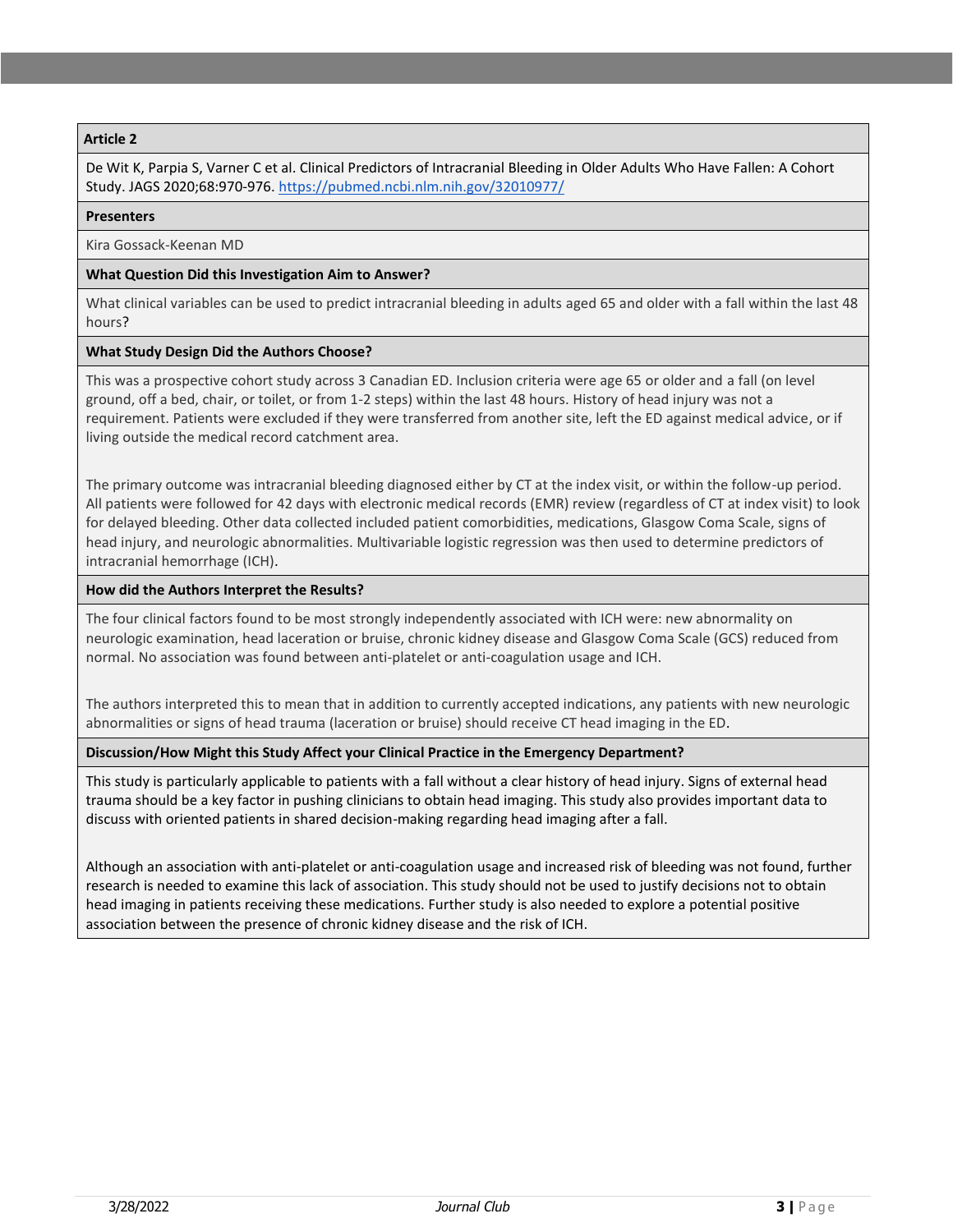## Article 2

De Wit K, Parpia S, Varner C et al. Clinical Predictors of Intracranial Bleeding in Older Adults Who Have Fallen: A Cohort Study. JAGS 2020;68:970-976. https://pubmed.ncbi.nlm.nih.gov/32010977/

### Presenters

Kira Gossack-Keenan MD

### What Question Did this Investigation Aim to Answer?

What clinical variables can be used to predict intracranial bleeding in adults aged 65 and older with a fall within the last 48 hours?

### What Study Design Did the Authors Choose?

This was a prospective cohort study across 3 Canadian ED. Inclusion criteria were age 65 or older and a fall (on level ground, off a bed, chair, or toilet, or from 1-2 steps) within the last 48 hours. History of head injury was not a requirement. Patients were excluded if they were transferred from another site, left the ED against medical advice, or if living outside the medical record catchment area.

The primary outcome was intracranial bleeding diagnosed either by CT at the index visit, or within the follow-up period. All patients were followed for 42 days with electronic medical records (EMR) review (regardless of CT at index visit) to look for delayed bleeding. Other data collected included patient comorbidities, medications, Glasgow Coma Scale, signs of head injury, and neurologic abnormalities. Multivariable logistic regression was then used to determine predictors of intracranial hemorrhage (ICH).

### How did the Authors Interpret the Results?

The four clinical factors found to be most strongly independently associated with ICH were: new abnormality on neurologic examination, head laceration or bruise, chronic kidney disease and Glasgow Coma Scale (GCS) reduced from normal. No association was found between anti-platelet or anti-coagulation usage and ICH.

The authors interpreted this to mean that in addition to currently accepted indications, any patients with new neurologic abnormalities or signs of head trauma (laceration or bruise) should receive CT head imaging in the ED.

### Discussion/How Might this Study Affect your Clinical Practice in the Emergency Department?

This study is particularly applicable to patients with a fall without a clear history of head injury. Signs of external head trauma should be a key factor in pushing clinicians to obtain head imaging. This study also provides important data to discuss with oriented patients in shared decision-making regarding head imaging after a fall.

Although an association with anti-platelet or anti-coagulation usage and increased risk of bleeding was not found, further research is needed to examine this lack of association. This study should not be used to justify decisions not to obtain head imaging in patients receiving these medications. Further study is also needed to explore a potential positive association between the presence of chronic kidney disease and the risk of ICH.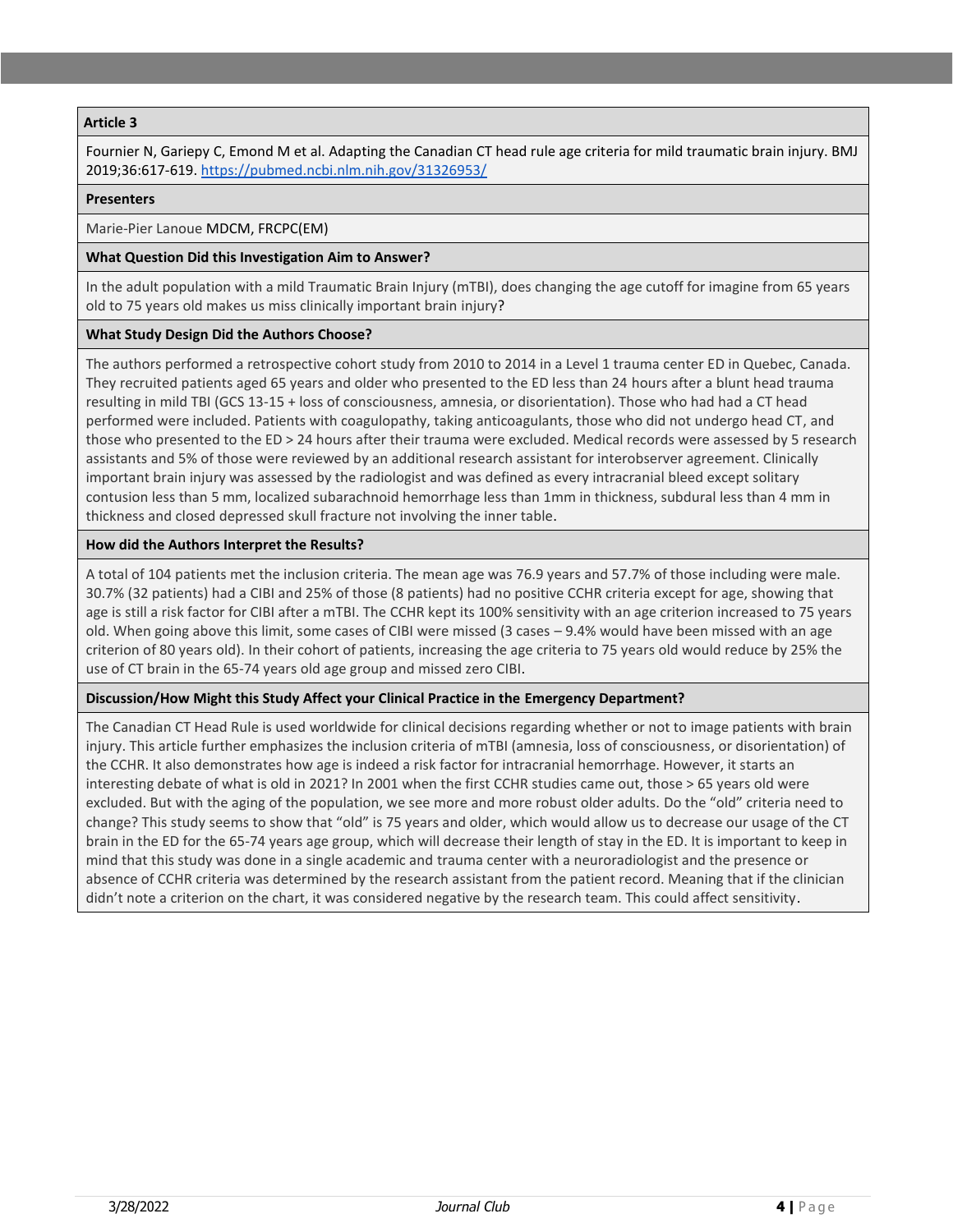## Article 3

Fournier N, Gariepy C, Emond M et al. Adapting the Canadian CT head rule age criteria for mild traumatic brain injury. BMJ 2019;36:617-619. https://pubmed.ncbi.nlm.nih.gov/31326953/

### Presenters

Marie-Pier Lanoue MDCM, FRCPC(EM)

### What Question Did this Investigation Aim to Answer?

In the adult population with a mild Traumatic Brain Injury (mTBI), does changing the age cutoff for imagine from 65 years old to 75 years old makes us miss clinically important brain injury?

### What Study Design Did the Authors Choose?

The authors performed a retrospective cohort study from 2010 to 2014 in a Level 1 trauma center ED in Quebec, Canada. They recruited patients aged 65 years and older who presented to the ED less than 24 hours after a blunt head trauma resulting in mild TBI (GCS 13-15 + loss of consciousness, amnesia, or disorientation). Those who had had a CT head performed were included. Patients with coagulopathy, taking anticoagulants, those who did not undergo head CT, and those who presented to the ED > 24 hours after their trauma were excluded. Medical records were assessed by 5 research assistants and 5% of those were reviewed by an additional research assistant for interobserver agreement. Clinically important brain injury was assessed by the radiologist and was defined as every intracranial bleed except solitary contusion less than 5 mm, localized subarachnoid hemorrhage less than 1mm in thickness, subdural less than 4 mm in thickness and closed depressed skull fracture not involving the inner table.

### How did the Authors Interpret the Results?

A total of 104 patients met the inclusion criteria. The mean age was 76.9 years and 57.7% of those including were male. 30.7% (32 patients) had a CIBI and 25% of those (8 patients) had no positive CCHR criteria except for age, showing that age is still a risk factor for CIBI after a mTBI. The CCHR kept its 100% sensitivity with an age criterion increased to 75 years old. When going above this limit, some cases of CIBI were missed (3 cases – 9.4% would have been missed with an age criterion of 80 years old). In their cohort of patients, increasing the age criteria to 75 years old would reduce by 25% the use of CT brain in the 65-74 years old age group and missed zero CIBI.

### Discussion/How Might this Study Affect your Clinical Practice in the Emergency Department?

The Canadian CT Head Rule is used worldwide for clinical decisions regarding whether or not to image patients with brain injury. This article further emphasizes the inclusion criteria of mTBI (amnesia, loss of consciousness, or disorientation) of the CCHR. It also demonstrates how age is indeed a risk factor for intracranial hemorrhage. However, it starts an interesting debate of what is old in 2021? In 2001 when the first CCHR studies came out, those > 65 years old were excluded. But with the aging of the population, we see more and more robust older adults. Do the "old" criteria need to change? This study seems to show that "old" is 75 years and older, which would allow us to decrease our usage of the CT brain in the ED for the 65-74 years age group, which will decrease their length of stay in the ED. It is important to keep in mind that this study was done in a single academic and trauma center with a neuroradiologist and the presence or absence of CCHR criteria was determined by the research assistant from the patient record. Meaning that if the clinician didn't note a criterion on the chart, it was considered negative by the research team. This could affect sensitivity.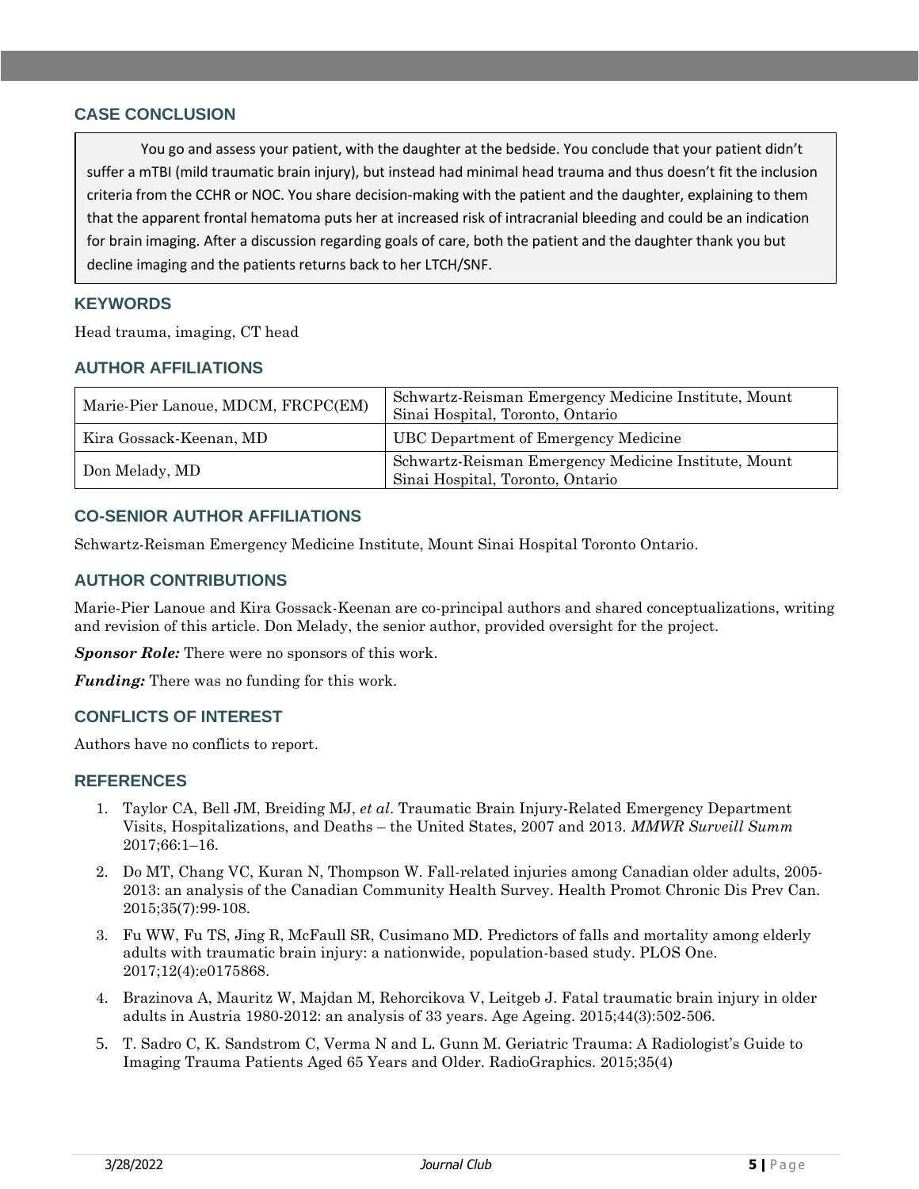## CASE CONCLUSION

You go and assess your patient, with the daughter at the bedside. You conclude that your patient didn't suffer a mTBI (mild traumatic brain injury), but instead had minimal head trauma and thus doesn't fit the inclusion criteria from the CCHR or NOC. You share decision-making with the patient and the daughter, explaining to them that the apparent frontal hematoma puts her at increased risk of intracranial bleeding and could be an indication for brain imaging. After a discussion regarding goals of care, both the patient and the daughter thank you but decline imaging and the patients returns back to her LTCH/SNF.

## KEYWORDS

Head trauma, imaging, CT head

## AUTHOR AFFILIATIONS

| | |
|---|---|
| Marie-Pier Lanoue, MDCM, FRCPC(EM) | Schwartz-Reisman Emergency Medicine Institute, Mount Sinai Hospital, Toronto, Ontario |
| Kira Gossack-Keenan, MD | UBC Department of Emergency Medicine |
| Don Melady, MD | Schwartz-Reisman Emergency Medicine Institute, Mount Sinai Hospital, Toronto, Ontario |

## CO-SENIOR AUTHOR AFFILIATIONS

Schwartz-Reisman Emergency Medicine Institute, Mount Sinai Hospital Toronto Ontario.

## AUTHOR CONTRIBUTIONS

Marie-Pier Lanoue and Kira Gossack-Keenan are co-principal authors and shared conceptualizations, writing and revision of this article. Don Melady, the senior author, provided oversight for the project.

***Sponsor Role:*** There were no sponsors of this work.

***Funding:*** There was no funding for this work.

## CONFLICTS OF INTEREST

Authors have no conflicts to report.

## REFERENCES

1. Taylor CA, Bell JM, Breiding MJ, *et al*. Traumatic Brain Injury-Related Emergency Department Visits, Hospitalizations, and Deaths – the United States, 2007 and 2013. *MMWR Surveill Summ* 2017;66:1–16.
2. Do MT, Chang VC, Kuran N, Thompson W. Fall-related injuries among Canadian older adults, 2005-2013: an analysis of the Canadian Community Health Survey. Health Promot Chronic Dis Prev Can. 2015;35(7):99-108.
3. Fu WW, Fu TS, Jing R, McFaull SR, Cusimano MD. Predictors of falls and mortality among elderly adults with traumatic brain injury: a nationwide, population-based study. PLOS One. 2017;12(4):e0175868.
4. Brazinova A, Mauritz W, Majdan M, Rehorcikova V, Leitgeb J. Fatal traumatic brain injury in older adults in Austria 1980-2012: an analysis of 33 years. Age Ageing. 2015;44(3):502-506.
5. T. Sadro C, K. Sandstrom C, Verma N and L. Gunn M. Geriatric Trauma: A Radiologist's Guide to Imaging Trauma Patients Aged 65 Years and Older. RadioGraphics. 2015;35(4)